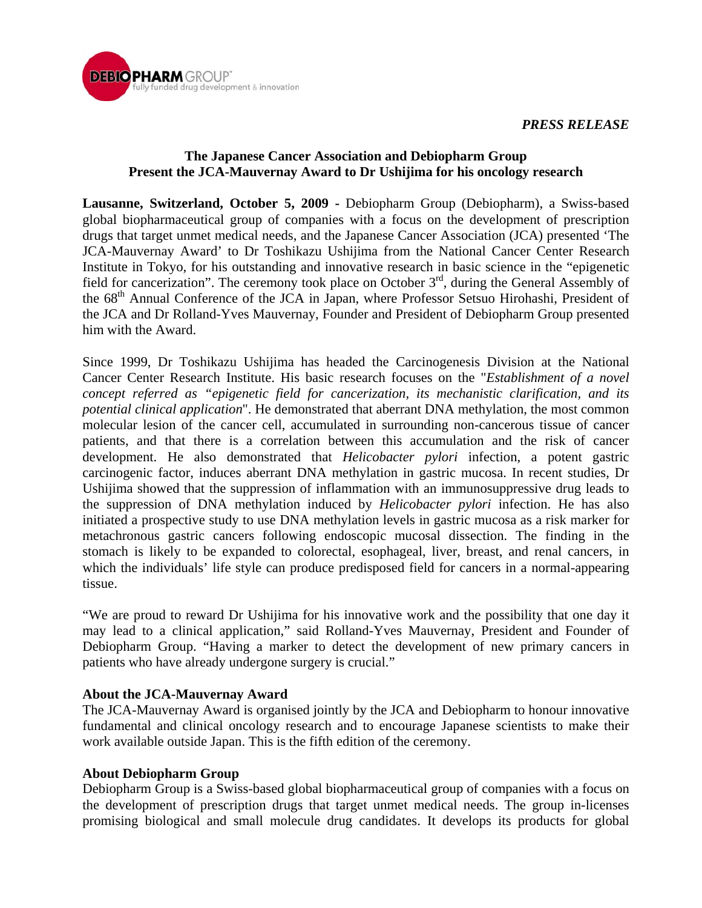*PRESS RELEASE*

**The Japanese Cancer Association and Debiopharm Group Present the JCA-Mauvernay Award to Dr Ushijima for his oncology research**

**Lausanne, Switzerland, October 5, 2009 -** Debiopharm Group (Debiopharm), a Swiss-based global biopharmaceutical group of companies with a focus on the development of prescription drugs that target unmet medical needs, and the Japanese Cancer Association (JCA) presented 'The JCA-Mauvernay Award' to Dr Toshikazu Ushijima from the National Cancer Center Research Institute in Tokyo, for his outstanding and innovative research in basic science in the "epigenetic field for cancerization". The ceremony took place on October 3rd, during the General Assembly of the 68th Annual Conference of the JCA in Japan, where Professor Setsuo Hirohashi, President of the JCA and Dr Rolland-Yves Mauvernay, Founder and President of Debiopharm Group presented him with the Award.

Since 1999, Dr Toshikazu Ushijima has headed the Carcinogenesis Division at the National Cancer Center Research Institute. His basic research focuses on the "*Establishment of a novel concept referred as "epigenetic field for cancerization, its mechanistic clarification, and its potential clinical application*". He demonstrated that aberrant DNA methylation, the most common molecular lesion of the cancer cell, accumulated in surrounding non-cancerous tissue of cancer patients, and that there is a correlation between this accumulation and the risk of cancer development. He also demonstrated that *Helicobacter pylori* infection, a potent gastric carcinogenic factor, induces aberrant DNA methylation in gastric mucosa. In recent studies, Dr Ushijima showed that the suppression of inflammation with an immunosuppressive drug leads to the suppression of DNA methylation induced by *Helicobacter pylori* infection. He has also initiated a prospective study to use DNA methylation levels in gastric mucosa as a risk marker for metachronous gastric cancers following endoscopic mucosal dissection. The finding in the stomach is likely to be expanded to colorectal, esophageal, liver, breast, and renal cancers, in which the individuals' life style can produce predisposed field for cancers in a normal-appearing tissue.

"We are proud to reward Dr Ushijima for his innovative work and the possibility that one day it may lead to a clinical application," said Rolland-Yves Mauvernay, President and Founder of Debiopharm Group. "Having a marker to detect the development of new primary cancers in patients who have already undergone surgery is crucial."

**About the JCA-Mauvernay Award**

The JCA-Mauvernay Award is organised jointly by the JCA and Debiopharm to honour innovative fundamental and clinical oncology research and to encourage Japanese scientists to make their work available outside Japan. This is the fifth edition of the ceremony.

**About Debiopharm Group**

Debiopharm Group is a Swiss-based global biopharmaceutical group of companies with a focus on the development of prescription drugs that target unmet medical needs. The group in-licenses promising biological and small molecule drug candidates. It develops its products for global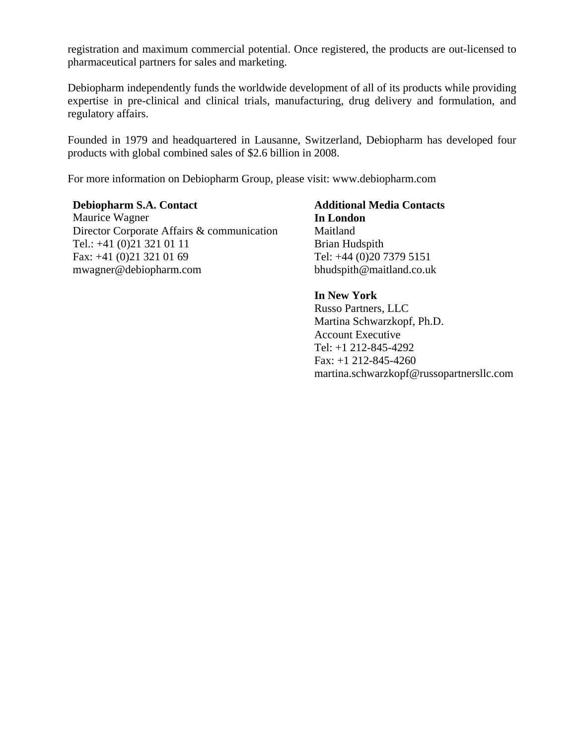registration and maximum commercial potential. Once registered, the products are out-licensed to pharmaceutical partners for sales and marketing.

Debiopharm independently funds the worldwide development of all of its products while providing expertise in pre-clinical and clinical trials, manufacturing, drug delivery and formulation, and regulatory affairs.

Founded in 1979 and headquartered in Lausanne, Switzerland, Debiopharm has developed four products with global combined sales of $2.6 billion in 2008.

For more information on Debiopharm Group, please visit: www.debiopharm.com

**Debiopharm S.A. Contact**
Maurice Wagner
Director Corporate Affairs & communication
Tel.: +41 (0)21 321 01 11
Fax: +41 (0)21 321 01 69
mwagner@debiopharm.com

**Additional Media Contacts**
**In London**
Maitland
Brian Hudspith
Tel: +44 (0)20 7379 5151
bhudspith@maitland.co.uk

**In New York**
Russo Partners, LLC
Martina Schwarzkopf, Ph.D.
Account Executive
Tel: +1 212-845-4292
Fax: +1 212-845-4260
martina.schwarzkopf@russopartnersllc.com